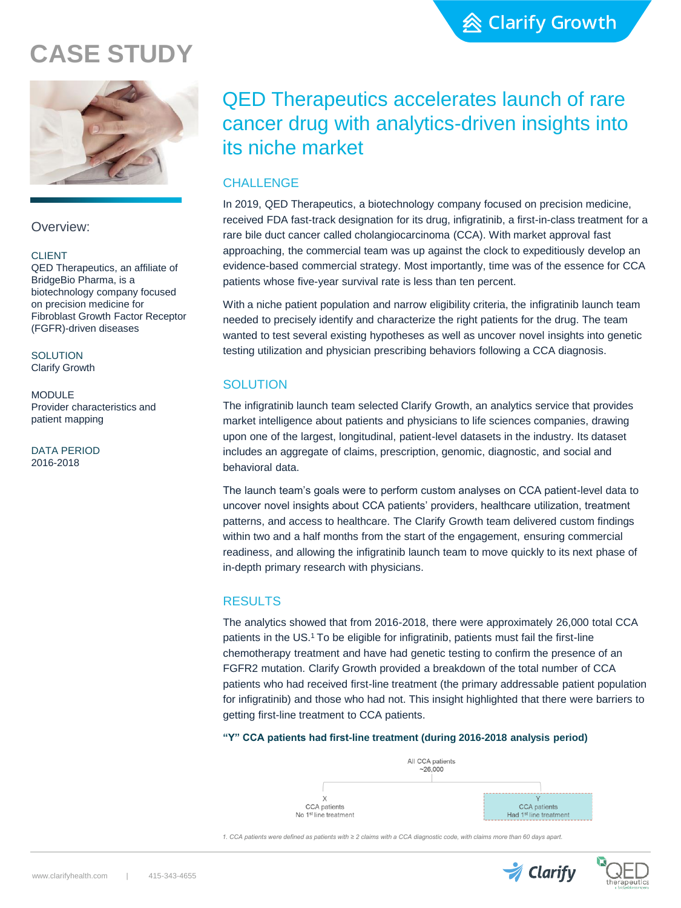# CASE STUDY

## QED Therapeutics accelerates launch of rare cancer drug with analytics-driven insights into its niche market

### Overview:

**CLIENT**
QED Therapeutics, an affiliate of BridgeBio Pharma, is a biotechnology company focused on precision medicine for Fibroblast Growth Factor Receptor (FGFR)-driven diseases

**SOLUTION**
Clarify Growth

**MODULE**
Provider characteristics and patient mapping

**DATA PERIOD**
2016-2018

### CHALLENGE

In 2019, QED Therapeutics, a biotechnology company focused on precision medicine, received FDA fast-track designation for its drug, infigratinib, a first-in-class treatment for a rare bile duct cancer called cholangiocarcinoma (CCA). With market approval fast approaching, the commercial team was up against the clock to expeditiously develop an evidence-based commercial strategy. Most importantly, time was of the essence for CCA patients whose five-year survival rate is less than ten percent.

With a niche patient population and narrow eligibility criteria, the infigratinib launch team needed to precisely identify and characterize the right patients for the drug. The team wanted to test several existing hypotheses as well as uncover novel insights into genetic testing utilization and physician prescribing behaviors following a CCA diagnosis.

### SOLUTION

The infigratinib launch team selected Clarify Growth, an analytics service that provides market intelligence about patients and physicians to life sciences companies, drawing upon one of the largest, longitudinal, patient-level datasets in the industry. Its dataset includes an aggregate of claims, prescription, genomic, diagnostic, and social and behavioral data.

The launch team's goals were to perform custom analyses on CCA patient-level data to uncover novel insights about CCA patients' providers, healthcare utilization, treatment patterns, and access to healthcare. The Clarify Growth team delivered custom findings within two and a half months from the start of the engagement, ensuring commercial readiness, and allowing the infigratinib launch team to move quickly to its next phase of in-depth primary research with physicians.

### RESULTS

The analytics showed that from 2016-2018, there were approximately 26,000 total CCA patients in the US.[1] To be eligible for infigratinib, patients must fail the first-line chemotherapy treatment and have had genetic testing to confirm the presence of an FGFR2 mutation. Clarify Growth provided a breakdown of the total number of CCA patients who had received first-line treatment (the primary addressable patient population for infigratinib) and those who had not. This insight highlighted that there were barriers to getting first-line treatment to CCA patients.

**"Y" CCA patients had first-line treatment (during 2016-2018 analysis period)**

All CCA patients
~26,000

- X — CCA patients, No 1st line treatment
- Y — CCA patients, Had 1st line treatment

*1. CCA patients were defined as patients with ≥ 2 claims with a CCA diagnostic code, with claims more than 60 days apart.*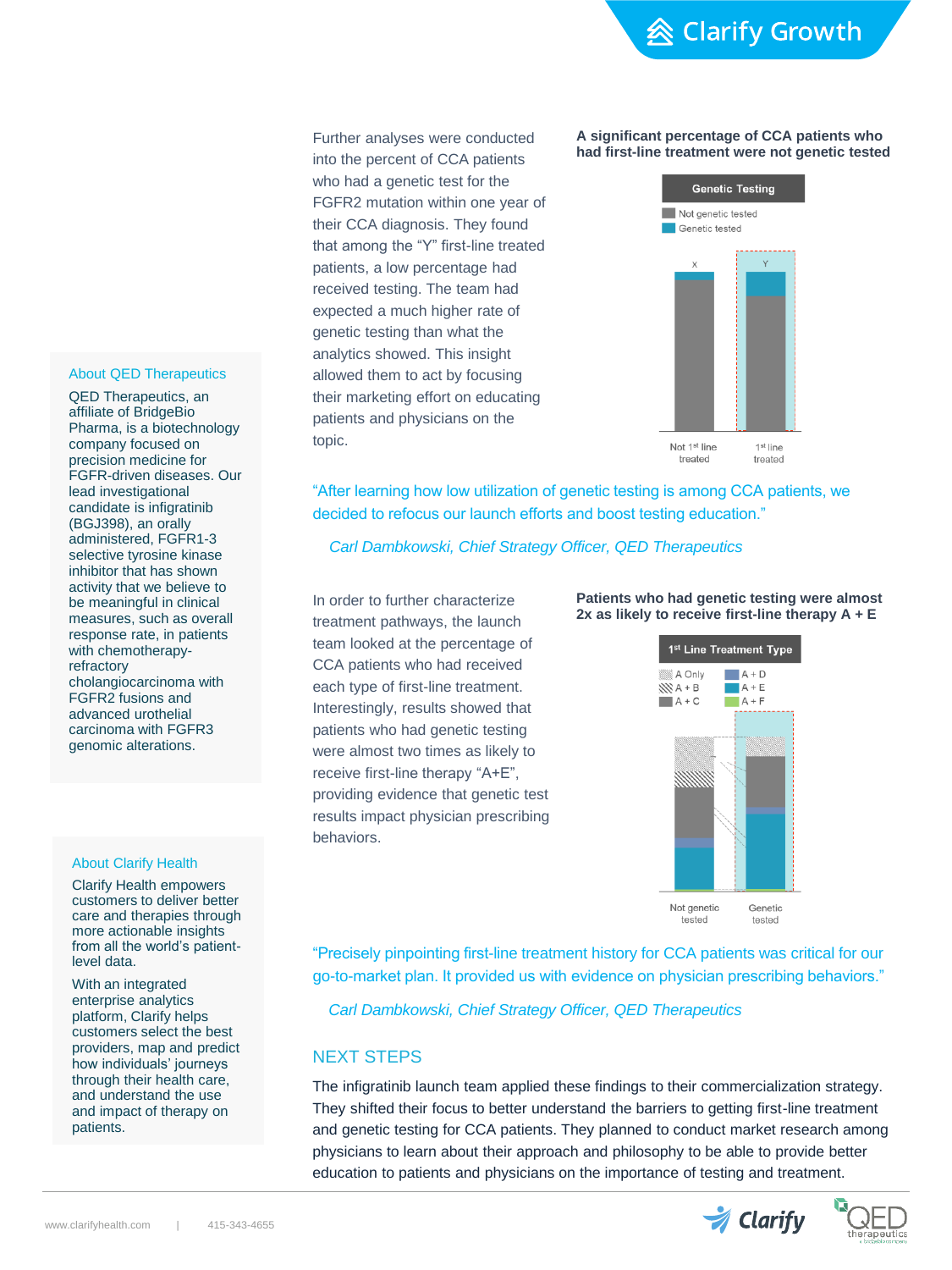Further analyses were conducted into the percent of CCA patients who had a genetic test for the FGFR2 mutation within one year of their CCA diagnosis. They found that among the "Y" first-line treated patients, a low percentage had received testing. The team had expected a much higher rate of genetic testing than what the analytics showed. This insight allowed them to act by focusing their marketing effort on educating patients and physicians on the topic.

**A significant percentage of CCA patients who had first-line treatment were not genetic tested**

Genetic Testing

Not genetic tested

Genetic tested

X

Y

Not 1st line treated

1st line treated

"After learning how low utilization of genetic testing is among CCA patients, we decided to refocus our launch efforts and boost testing education."

*Carl Dambkowski, Chief Strategy Officer, QED Therapeutics*

In order to further characterize treatment pathways, the launch team looked at the percentage of CCA patients who had received each type of first-line treatment. Interestingly, results showed that patients who had genetic testing were almost two times as likely to receive first-line therapy "A+E", providing evidence that genetic test results impact physician prescribing behaviors.

**Patients who had genetic testing were almost 2x as likely to receive first-line therapy A + E**

1st Line Treatment Type

A Only

A + B

A + C

A + D

A + E

A + F

Not genetic tested

Genetic tested

"Precisely pinpointing first-line treatment history for CCA patients was critical for our go-to-market plan. It provided us with evidence on physician prescribing behaviors."

*Carl Dambkowski, Chief Strategy Officer, QED Therapeutics*

## NEXT STEPS

The infigratinib launch team applied these findings to their commercialization strategy. They shifted their focus to better understand the barriers to getting first-line treatment and genetic testing for CCA patients. They planned to conduct market research among physicians to learn about their approach and philosophy to be able to provide better education to patients and physicians on the importance of testing and treatment.

### About QED Therapeutics

QED Therapeutics, an affiliate of BridgeBio Pharma, is a biotechnology company focused on precision medicine for FGFR-driven diseases. Our lead investigational candidate is infigratinib (BGJ398), an orally administered, FGFR1-3 selective tyrosine kinase inhibitor that has shown activity that we believe to be meaningful in clinical measures, such as overall response rate, in patients with chemotherapy-refractory cholangiocarcinoma with FGFR2 fusions and advanced urothelial carcinoma with FGFR3 genomic alterations.

### About Clarify Health

Clarify Health empowers customers to deliver better care and therapies through more actionable insights from all the world's patient-level data.

With an integrated enterprise analytics platform, Clarify helps customers select the best providers, map and predict how individuals' journeys through their health care, and understand the use and impact of therapy on patients.

www.clarifyhealth.com | 415-343-4655